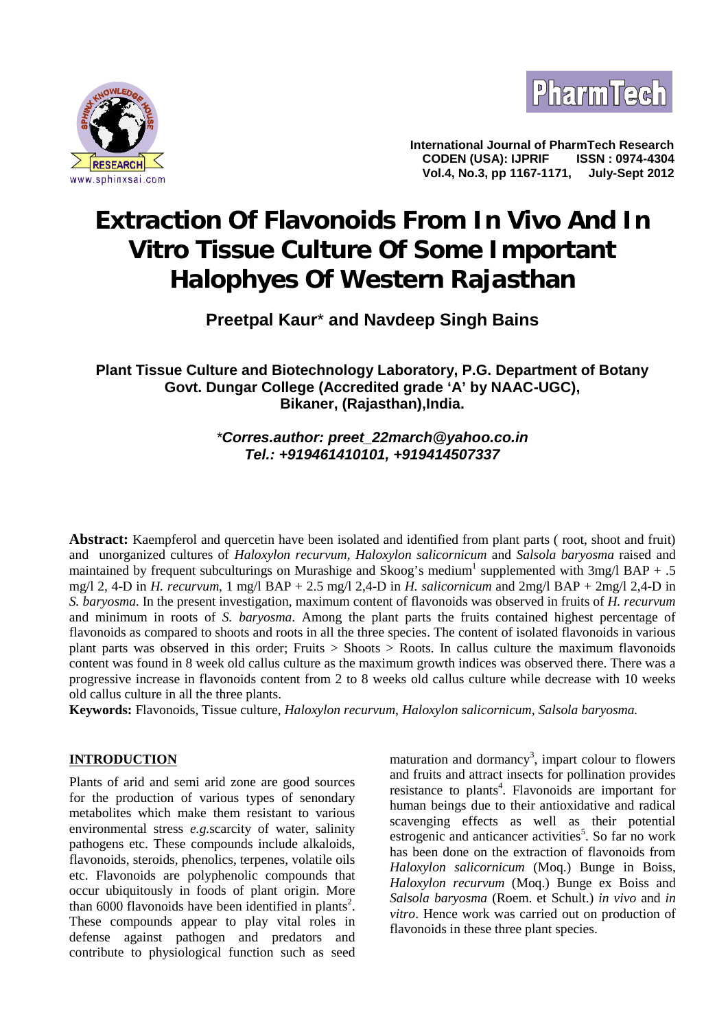# Extraction Of Flavonoids From In Vivo And In Vitro Tissue Culture Of Some Important Halophyes Of Western Rajasthan

**Preetpal Kaur*** **and Navdeep Singh Bains**

**Plant Tissue Culture and Biotechnology Laboratory, P.G. Department of Botany Govt. Dungar College (Accredited grade 'A' by NAAC-UGC), Bikaner, (Rajasthan),India.**

****Corres.author: preet_22march@yahoo.co.in*** 
***Tel.: +919461410101, +919414507337***

**Abstract:** Kaempferol and quercetin have been isolated and identified from plant parts ( root, shoot and fruit) and unorganized cultures of *Haloxylon recurvum*, *Haloxylon salicornicum* and *Salsola baryosma* raised and maintained by frequent subculturings on Murashige and Skoog's medium[1] supplemented with 3mg/l BAP + .5 mg/l 2, 4-D in *H. recurvum*, 1 mg/l BAP + 2.5 mg/l 2,4-D in *H. salicornicum* and 2mg/l BAP + 2mg/l 2,4-D in *S. baryosma*. In the present investigation, maximum content of flavonoids was observed in fruits of *H. recurvum* and minimum in roots of *S. baryosma*. Among the plant parts the fruits contained highest percentage of flavonoids as compared to shoots and roots in all the three species. The content of isolated flavonoids in various plant parts was observed in this order; Fruits > Shoots > Roots. In callus culture the maximum flavonoids content was found in 8 week old callus culture as the maximum growth indices was observed there. There was a progressive increase in flavonoids content from 2 to 8 weeks old callus culture while decrease with 10 weeks old callus culture in all the three plants.

**Keywords:** Flavonoids, Tissue culture, *Haloxylon recurvum*, *Haloxylon salicornicum*, *Salsola baryosma.*

## INTRODUCTION

Plants of arid and semi arid zone are good sources for the production of various types of senondary metabolites which make them resistant to various environmental stress *e.g.*scarcity of water, salinity pathogens etc. These compounds include alkaloids, flavonoids, steroids, phenolics, terpenes, volatile oils etc. Flavonoids are polyphenolic compounds that occur ubiquitously in foods of plant origin. More than 6000 flavonoids have been identified in plants[2]. These compounds appear to play vital roles in defense against pathogen and predators and contribute to physiological function such as seed maturation and dormancy[3], impart colour to flowers and fruits and attract insects for pollination provides resistance to plants[4]. Flavonoids are important for human beings due to their antioxidative and radical scavenging effects as well as their potential estrogenic and anticancer activities[5]. So far no work has been done on the extraction of flavonoids from *Haloxylon salicornicum* (Moq.) Bunge in Boiss, *Haloxylon recurvum* (Moq.) Bunge ex Boiss and *Salsola baryosma* (Roem. et Schult.) *in vivo* and *in vitro*. Hence work was carried out on production of flavonoids in these three plant species.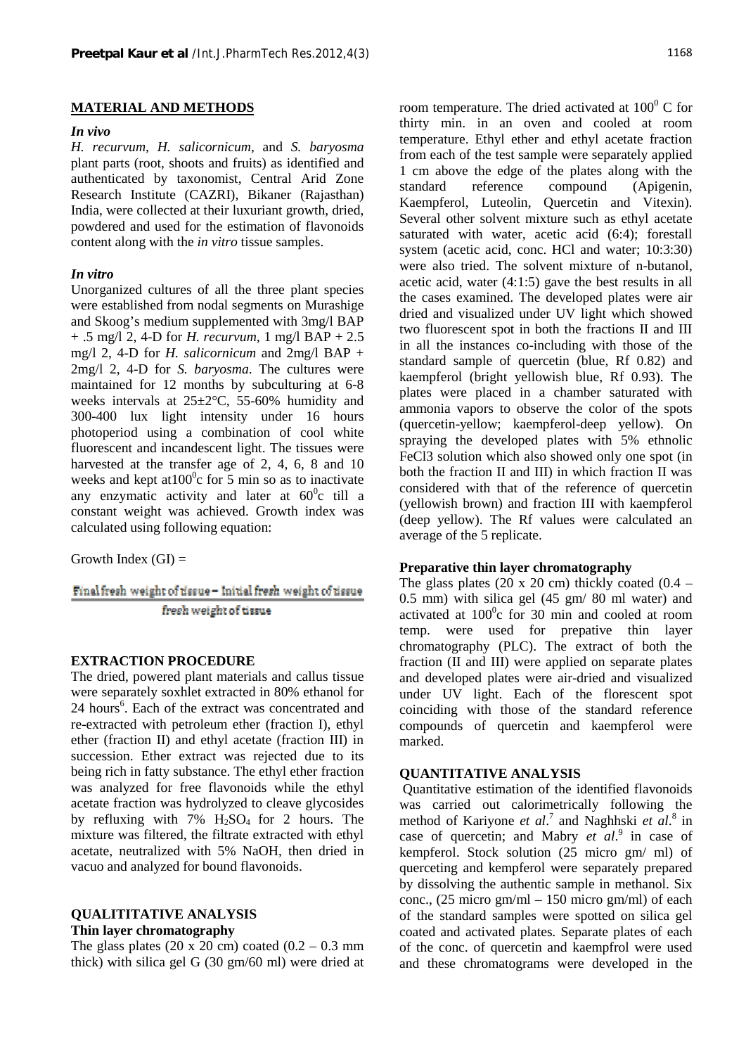## MATERIAL AND METHODS

### *In vivo*

*H. recurvum, H. salicornicum*, and *S. baryosma* plant parts (root, shoots and fruits) as identified and authenticated by taxonomist, Central Arid Zone Research Institute (CAZRI), Bikaner (Rajasthan) India, were collected at their luxuriant growth, dried, powdered and used for the estimation of flavonoids content along with the *in vitro* tissue samples.

### *In vitro*

Unorganized cultures of all the three plant species were established from nodal segments on Murashige and Skoog's medium supplemented with 3mg/l BAP + .5 mg/l 2, 4-D for *H. recurvum*, 1 mg/l BAP + 2.5 mg/l 2, 4-D for *H. salicornicum* and 2mg/l BAP + 2mg/l 2, 4-D for *S. baryosma*. The cultures were maintained for 12 months by subculturing at 6-8 weeks intervals at 25±2°C, 55-60% humidity and 300-400 lux light intensity under 16 hours photoperiod using a combination of cool white fluorescent and incandescent light. The tissues were harvested at the transfer age of 2, 4, 6, 8 and 10 weeks and kept at$100^0$c for 5 min so as to inactivate any enzymatic activity and later at $60^0$c till a constant weight was achieved. Growth index was calculated using following equation:

Growth Index (GI) =

$$\frac{\text{Final fresh weight of tissue} - \text{Initial fresh weight of tissue}}{\text{fresh weight of tissue}}$$

## EXTRACTION PROCEDURE

The dried, powered plant materials and callus tissue were separately soxhlet extracted in 80% ethanol for 24 hours[6]. Each of the extract was concentrated and re-extracted with petroleum ether (fraction I), ethyl ether (fraction II) and ethyl acetate (fraction III) in succession. Ether extract was rejected due to its being rich in fatty substance. The ethyl ether fraction was analyzed for free flavonoids while the ethyl acetate fraction was hydrolyzed to cleave glycosides by refluxing with 7% $H_2SO_4$ for 2 hours. The mixture was filtered, the filtrate extracted with ethyl acetate, neutralized with 5% NaOH, then dried in vacuo and analyzed for bound flavonoids.

## QUALITITATIVE ANALYSIS

### Thin layer chromatography

The glass plates (20 x 20 cm) coated (0.2 – 0.3 mm thick) with silica gel G (30 gm/60 ml) were dried at room temperature. The dried activated at $100^0$ C for thirty min. in an oven and cooled at room temperature. Ethyl ether and ethyl acetate fraction from each of the test sample were separately applied 1 cm above the edge of the plates along with the standard reference compound (Apigenin, Kaempferol, Luteolin, Quercetin and Vitexin). Several other solvent mixture such as ethyl acetate saturated with water, acetic acid (6:4); forestall system (acetic acid, conc. HCl and water; 10:3:30) were also tried. The solvent mixture of n-butanol, acetic acid, water (4:1:5) gave the best results in all the cases examined. The developed plates were air dried and visualized under UV light which showed two fluorescent spot in both the fractions II and III in all the instances co-including with those of the standard sample of quercetin (blue, Rf 0.82) and kaempferol (bright yellowish blue, Rf 0.93). The plates were placed in a chamber saturated with ammonia vapors to observe the color of the spots (quercetin-yellow; kaempferol-deep yellow). On spraying the developed plates with 5% ethnolic FeCl3 solution which also showed only one spot (in both the fraction II and III) in which fraction II was considered with that of the reference of quercetin (yellowish brown) and fraction III with kaempferol (deep yellow). The Rf values were calculated an average of the 5 replicate.

### Preparative thin layer chromatography

The glass plates (20 x 20 cm) thickly coated (0.4 – 0.5 mm) with silica gel (45 gm/ 80 ml water) and activated at $100^0$c for 30 min and cooled at room temp. were used for prepative thin layer chromatography (PLC). The extract of both the fraction (II and III) were applied on separate plates and developed plates were air-dried and visualized under UV light. Each of the florescent spot coinciding with those of the standard reference compounds of quercetin and kaempferol were marked.

## QUANTITATIVE ANALYSIS

Quantitative estimation of the identified flavonoids was carried out calorimetrically following the method of Kariyone *et al*.[7] and Naghhski *et al*.[8] in case of quercetin; and Mabry *et al*.[9] in case of kempferol. Stock solution (25 micro gm/ ml) of querceting and kempferol were separately prepared by dissolving the authentic sample in methanol. Six conc., (25 micro gm/ml – 150 micro gm/ml) of each of the standard samples were spotted on silica gel coated and activated plates. Separate plates of each of the conc. of quercetin and kaempfrol were used and these chromatograms were developed in the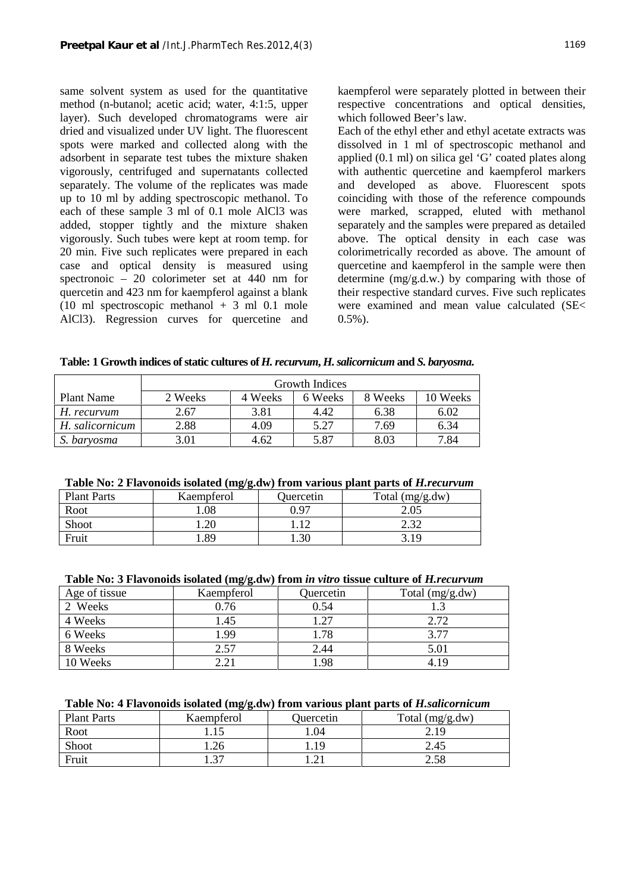same solvent system as used for the quantitative method (n-butanol; acetic acid; water, 4:1:5, upper layer). Such developed chromatograms were air dried and visualized under UV light. The fluorescent spots were marked and collected along with the adsorbent in separate test tubes the mixture shaken vigorously, centrifuged and supernatants collected separately. The volume of the replicates was made up to 10 ml by adding spectroscopic methanol. To each of these sample 3 ml of 0.1 mole $AlCl_3$ was added, stopper tightly and the mixture shaken vigorously. Such tubes were kept at room temp. for 20 min. Five such replicates were prepared in each case and optical density is measured using spectronoic – 20 colorimeter set at 440 nm for quercetin and 423 nm for kaempferol against a blank (10 ml spectroscopic methanol + 3 ml 0.1 mole $AlCl_3$). Regression curves for quercetine and kaempferol were separately plotted in between their respective concentrations and optical densities, which followed Beer's law.

Each of the ethyl ether and ethyl acetate extracts was dissolved in 1 ml of spectroscopic methanol and applied (0.1 ml) on silica gel 'G' coated plates along with authentic quercetine and kaempferol markers and developed as above. Fluorescent spots coinciding with those of the reference compounds were marked, scrapped, eluted with methanol separately and the samples were prepared as detailed above. The optical density in each case was colorimetrically recorded as above. The amount of quercetine and kaempferol in the sample were then determine (mg/g.d.w.) by comparing with those of their respective standard curves. Five such replicates were examined and mean value calculated (SE< 0.5%).

**Table: 1 Growth indices of static cultures of *H. recurvum*, *H. salicornicum* and *S. baryosma*.**

| Plant Name | Growth Indices | | | | |
|---|---|---|---|---|---|
| | 2 Weeks | 4 Weeks | 6 Weeks | 8 Weeks | 10 Weeks |
| *H. recurvum* | 2.67 | 3.81 | 4.42 | 6.38 | 6.02 |
| *H. salicornicum* | 2.88 | 4.09 | 5.27 | 7.69 | 6.34 |
| *S. baryosma* | 3.01 | 4.62 | 5.87 | 8.03 | 7.84 |

**Table No: 2 Flavonoids isolated (mg/g.dw) from various plant parts of *H.recurvum***

| Plant Parts | Kaempferol | Quercetin | Total (mg/g.dw) |
|---|---|---|---|
| Root | 1.08 | 0.97 | 2.05 |
| Shoot | 1.20 | 1.12 | 2.32 |
| Fruit | 1.89 | 1.30 | 3.19 |

**Table No: 3 Flavonoids isolated (mg/g.dw) from *in vitro* tissue culture of *H.recurvum***

| Age of tissue | Kaempferol | Quercetin | Total (mg/g.dw) |
|---|---|---|---|
| 2 Weeks | 0.76 | 0.54 | 1.3 |
| 4 Weeks | 1.45 | 1.27 | 2.72 |
| 6 Weeks | 1.99 | 1.78 | 3.77 |
| 8 Weeks | 2.57 | 2.44 | 5.01 |
| 10 Weeks | 2.21 | 1.98 | 4.19 |

**Table No: 4 Flavonoids isolated (mg/g.dw) from various plant parts of *H.salicornicum***

| Plant Parts | Kaempferol | Quercetin | Total (mg/g.dw) |
|---|---|---|---|
| Root | 1.15 | 1.04 | 2.19 |
| Shoot | 1.26 | 1.19 | 2.45 |
| Fruit | 1.37 | 1.21 | 2.58 |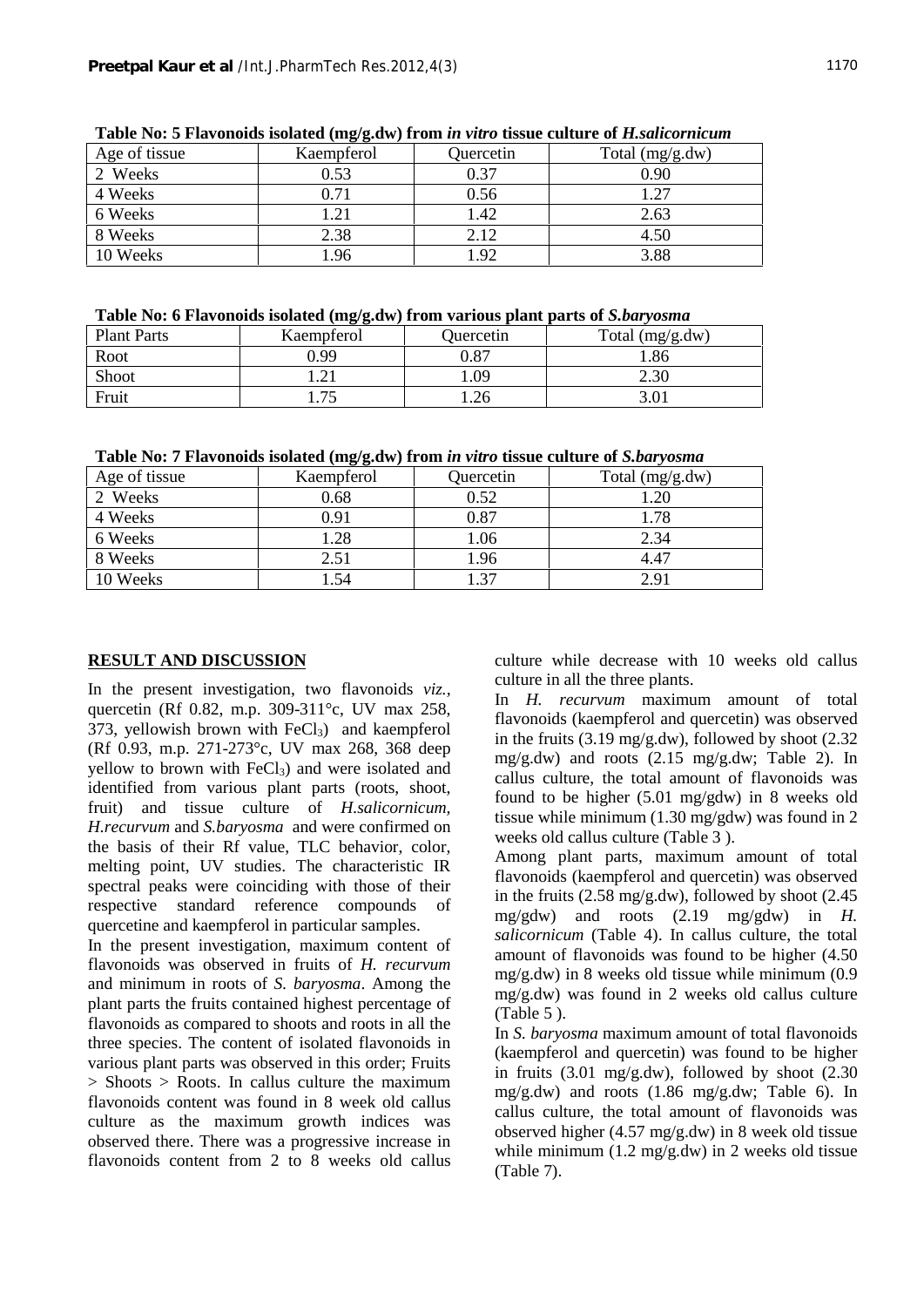**Table No: 5 Flavonoids isolated (mg/g.dw) from *in vitro* tissue culture of *H.salicornicum***

| Age of tissue | Kaempferol | Quercetin | Total (mg/g.dw) |
|---|---|---|---|
| 2 Weeks | 0.53 | 0.37 | 0.90 |
| 4 Weeks | 0.71 | 0.56 | 1.27 |
| 6 Weeks | 1.21 | 1.42 | 2.63 |
| 8 Weeks | 2.38 | 2.12 | 4.50 |
| 10 Weeks | 1.96 | 1.92 | 3.88 |

**Table No: 6 Flavonoids isolated (mg/g.dw) from various plant parts of *S.baryosma***

| Plant Parts | Kaempferol | Quercetin | Total (mg/g.dw) |
|---|---|---|---|
| Root | 0.99 | 0.87 | 1.86 |
| Shoot | 1.21 | 1.09 | 2.30 |
| Fruit | 1.75 | 1.26 | 3.01 |

**Table No: 7 Flavonoids isolated (mg/g.dw) from *in vitro* tissue culture of *S.baryosma***

| Age of tissue | Kaempferol | Quercetin | Total (mg/g.dw) |
|---|---|---|---|
| 2 Weeks | 0.68 | 0.52 | 1.20 |
| 4 Weeks | 0.91 | 0.87 | 1.78 |
| 6 Weeks | 1.28 | 1.06 | 2.34 |
| 8 Weeks | 2.51 | 1.96 | 4.47 |
| 10 Weeks | 1.54 | 1.37 | 2.91 |

## RESULT AND DISCUSSION

In the present investigation, two flavonoids *viz.,* quercetin (Rf 0.82, m.p. 309-311°c, UV max 258, 373, yellowish brown with $FeCl_3$) and kaempferol (Rf 0.93, m.p. 271-273°c, UV max 268, 368 deep yellow to brown with $FeCl_3$) and were isolated and identified from various plant parts (roots, shoot, fruit) and tissue culture of *H.salicornicum, H.recurvum* and *S.baryosma* and were confirmed on the basis of their Rf value, TLC behavior, color, melting point, UV studies. The characteristic IR spectral peaks were coinciding with those of their respective standard reference compounds of quercetine and kaempferol in particular samples.

In the present investigation, maximum content of flavonoids was observed in fruits of *H. recurvum* and minimum in roots of *S. baryosma*. Among the plant parts the fruits contained highest percentage of flavonoids as compared to shoots and roots in all the three species. The content of isolated flavonoids in various plant parts was observed in this order; Fruits > Shoots > Roots. In callus culture the maximum flavonoids content was found in 8 week old callus culture as the maximum growth indices was observed there. There was a progressive increase in flavonoids content from 2 to 8 weeks old callus culture while decrease with 10 weeks old callus culture in all the three plants.

In *H. recurvum* maximum amount of total flavonoids (kaempferol and quercetin) was observed in the fruits (3.19 mg/g.dw), followed by shoot (2.32 mg/g.dw) and roots (2.15 mg/g.dw; Table 2). In callus culture, the total amount of flavonoids was found to be higher (5.01 mg/gdw) in 8 weeks old tissue while minimum (1.30 mg/gdw) was found in 2 weeks old callus culture (Table 3 ).

Among plant parts, maximum amount of total flavonoids (kaempferol and quercetin) was observed in the fruits (2.58 mg/g.dw), followed by shoot (2.45 mg/gdw) and roots (2.19 mg/gdw) in *H. salicornicum* (Table 4). In callus culture, the total amount of flavonoids was found to be higher (4.50 mg/g.dw) in 8 weeks old tissue while minimum (0.9 mg/g.dw) was found in 2 weeks old callus culture (Table 5 ).

In *S. baryosma* maximum amount of total flavonoids (kaempferol and quercetin) was found to be higher in fruits (3.01 mg/g.dw), followed by shoot (2.30 mg/g.dw) and roots (1.86 mg/g.dw; Table 6). In callus culture, the total amount of flavonoids was observed higher (4.57 mg/g.dw) in 8 week old tissue while minimum (1.2 mg/g.dw) in 2 weeks old tissue (Table 7).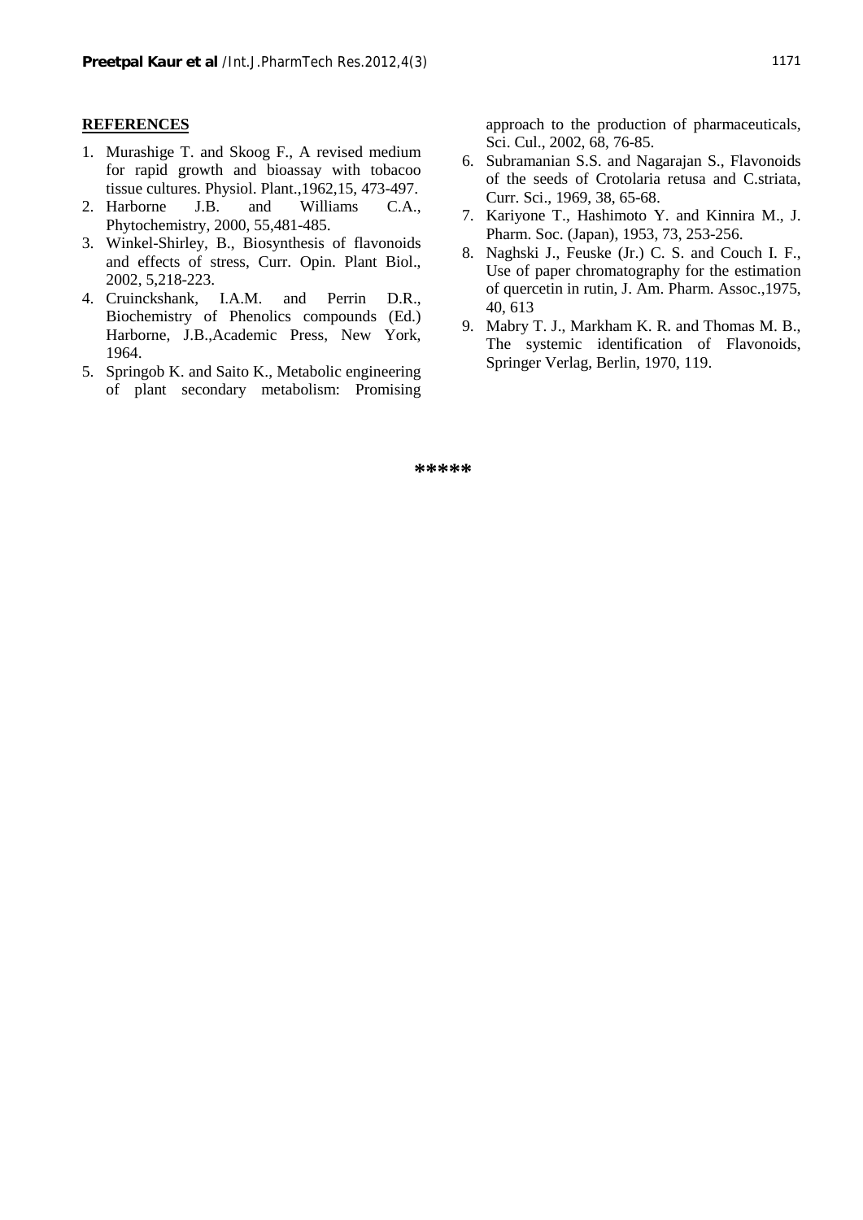## REFERENCES

1. Murashige T. and Skoog F., A revised medium for rapid growth and bioassay with tobacoo tissue cultures. Physiol. Plant.,1962,15, 473-497.
2. Harborne J.B. and Williams C.A., Phytochemistry, 2000, 55,481-485.
3. Winkel-Shirley, B., Biosynthesis of flavonoids and effects of stress, Curr. Opin. Plant Biol., 2002, 5,218-223.
4. Cruinckshank, I.A.M. and Perrin D.R., Biochemistry of Phenolics compounds (Ed.) Harborne, J.B.,Academic Press, New York, 1964.
5. Springob K. and Saito K., Metabolic engineering of plant secondary metabolism: Promising approach to the production of pharmaceuticals, Sci. Cul., 2002, 68, 76-85.
6. Subramanian S.S. and Nagarajan S., Flavonoids of the seeds of Crotolaria retusa and C.striata, Curr. Sci., 1969, 38, 65-68.
7. Kariyone T., Hashimoto Y. and Kinnira M., J. Pharm. Soc. (Japan), 1953, 73, 253-256.
8. Naghski J., Feuske (Jr.) C. S. and Couch I. F., Use of paper chromatography for the estimation of quercetin in rutin, J. Am. Pharm. Assoc.,1975, 40, 613
9. Mabry T. J., Markham K. R. and Thomas M. B., The systemic identification of Flavonoids, Springer Verlag, Berlin, 1970, 119.

*****